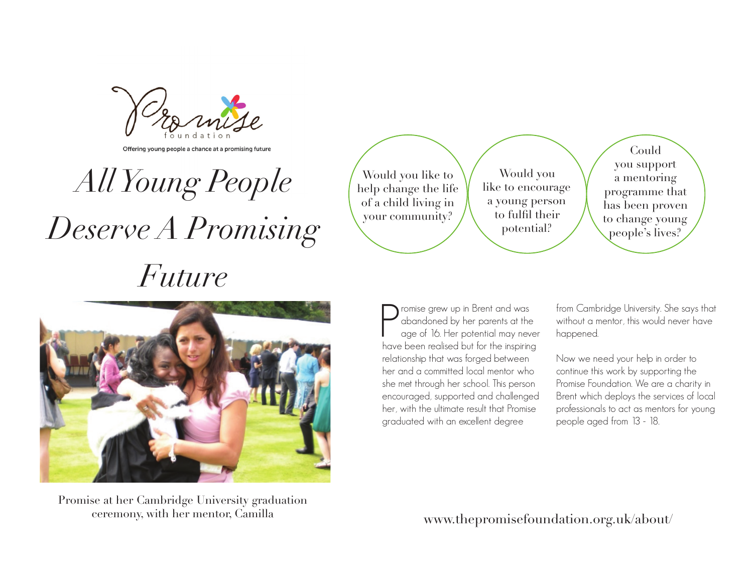Promise foundation

Offering young people a chance at a promising future

# *All Young People Deserve A Promising Future*

Would you like to help change the life of a child living in your community?

Would you like to encourage a young person to fulfil their potential?

Could you support a mentoring programme that has been proven to change young people's lives?

Promise at her Cambridge University graduation ceremony, with her mentor, Camilla

Promise grew up in Brent and was abandoned by her parents at the age of 16. Her potential may never have been realised but for the inspiring relationship that was forged between her and a committed local mentor who she met through her school. This person encouraged, supported and challenged her, with the ultimate result that Promise graduated with an excellent degree from Cambridge University. She says that without a mentor, this would never have happened.

Now we need your help in order to continue this work by supporting the Promise Foundation. We are a charity in Brent which deploys the services of local professionals to act as mentors for young people aged from 13 - 18.

www.thepromisefoundation.org.uk/about/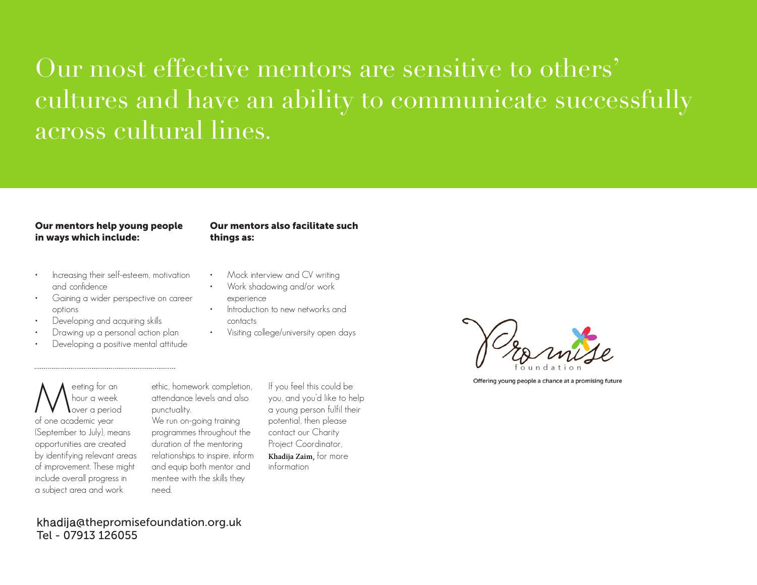# Our most effective mentors are sensitive to others' cultures and have an ability to communicate successfully across cultural lines.

**Our mentors help young people in ways which include:**

- Increasing their self-esteem, motivation and confidence
- Gaining a wider perspective on career options
- Developing and acquiring skills
- Drawing up a personal action plan
- Developing a positive mental attitude

**Our mentors also facilitate such things as:**

- Mock interview and CV writing
- Work shadowing and/or work experience
- Introduction to new networks and contacts
- Visiting college/university open days

Meeting for an hour a week over a period of one academic year (September to July), means opportunities are created by identifying relevant areas of improvement. These might include overall progress in a subject area and work ethic, homework completion, attendance levels and also punctuality.

We run on-going training programmes throughout the duration of the mentoring relationships to inspire, inform and equip both mentor and mentee with the skills they need.

If you feel this could be you, and you'd like to help a young person fulfil their potential, then please contact our Charity Project Coordinator, **Khadija Zaim,** for more information

khadija@thepromisefoundation.org.uk
Tel - 07913 126055

Promise foundation

Offering young people a chance at a promising future